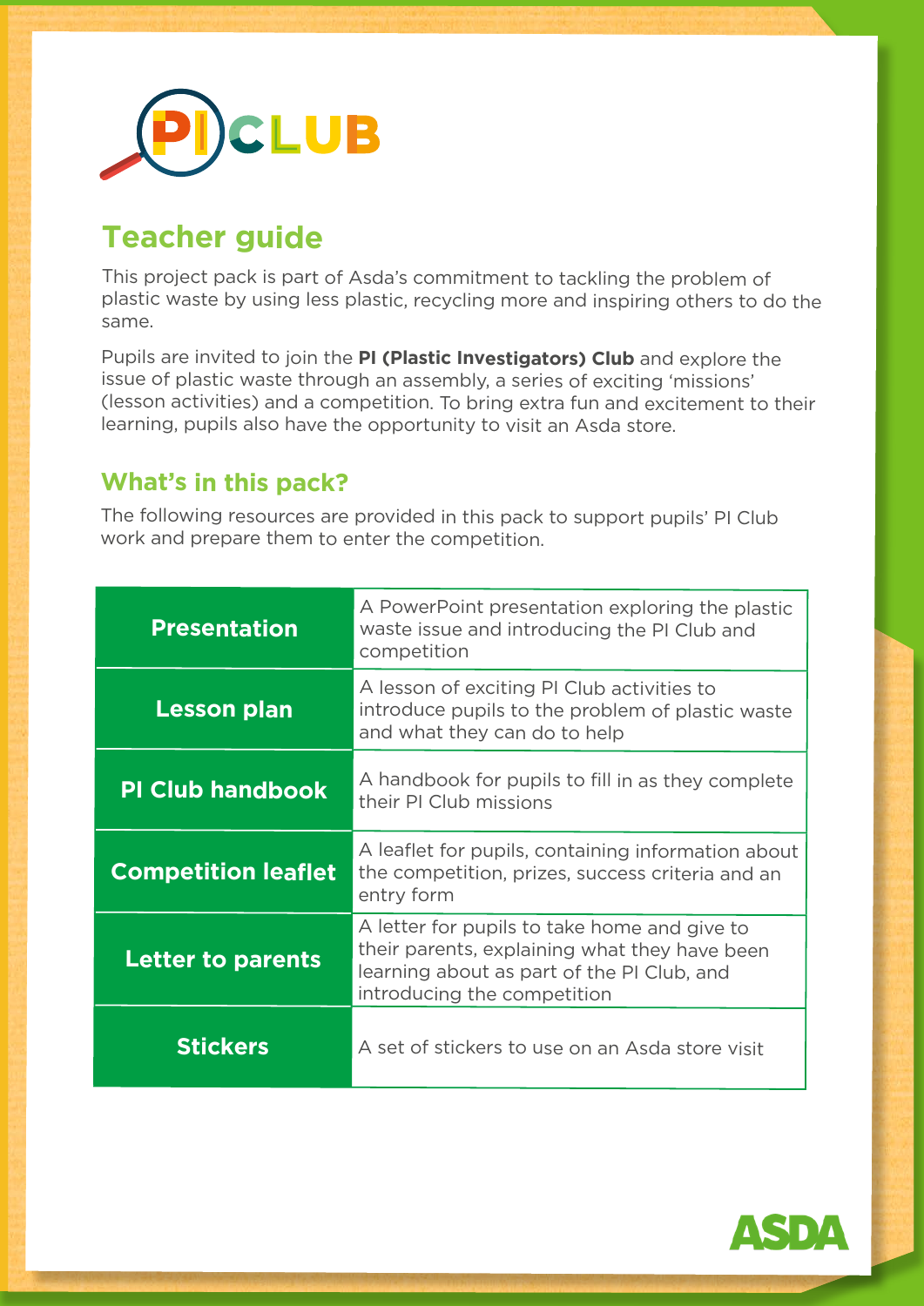PI CLUB

## Teacher guide

This project pack is part of Asda's commitment to tackling the problem of plastic waste by using less plastic, recycling more and inspiring others to do the same.

Pupils are invited to join the **PI (Plastic Investigators) Club** and explore the issue of plastic waste through an assembly, a series of exciting 'missions' (lesson activities) and a competition. To bring extra fun and excitement to their learning, pupils also have the opportunity to visit an Asda store.

### What's in this pack?

The following resources are provided in this pack to support pupils' PI Club work and prepare them to enter the competition.

| | |
|---|---|
| **Presentation** | A PowerPoint presentation exploring the plastic waste issue and introducing the PI Club and competition |
| **Lesson plan** | A lesson of exciting PI Club activities to introduce pupils to the problem of plastic waste and what they can do to help |
| **PI Club handbook** | A handbook for pupils to fill in as they complete their PI Club missions |
| **Competition leaflet** | A leaflet for pupils, containing information about the competition, prizes, success criteria and an entry form |
| **Letter to parents** | A letter for pupils to take home and give to their parents, explaining what they have been learning about as part of the PI Club, and introducing the competition |
| **Stickers** | A set of stickers to use on an Asda store visit |

ASDA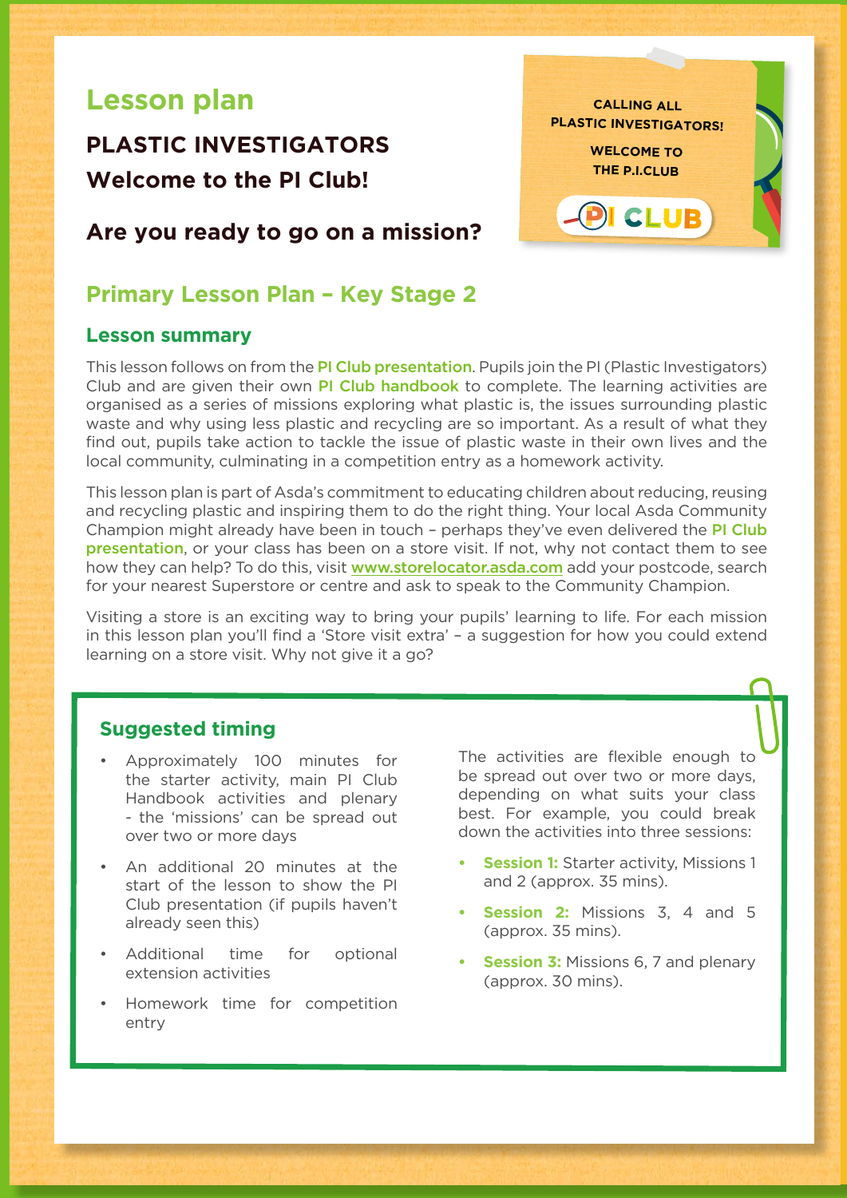# Lesson plan

## PLASTIC INVESTIGATORS

## Welcome to the PI Club!

## Are you ready to go on a mission?

CALLING ALL PLASTIC INVESTIGATORS!

WELCOME TO THE P.I.CLUB

PI CLUB

## Primary Lesson Plan – Key Stage 2

### Lesson summary

This lesson follows on from the PI Club presentation. Pupils join the PI (Plastic Investigators) Club and are given their own PI Club handbook to complete. The learning activities are organised as a series of missions exploring what plastic is, the issues surrounding plastic waste and why using less plastic and recycling are so important. As a result of what they find out, pupils take action to tackle the issue of plastic waste in their own lives and the local community, culminating in a competition entry as a homework activity.

This lesson plan is part of Asda's commitment to educating children about reducing, reusing and recycling plastic and inspiring them to do the right thing. Your local Asda Community Champion might already have been in touch – perhaps they've even delivered the PI Club presentation, or your class has been on a store visit. If not, why not contact them to see how they can help? To do this, visit www.storelocator.asda.com add your postcode, search for your nearest Superstore or centre and ask to speak to the Community Champion.

Visiting a store is an exciting way to bring your pupils' learning to life. For each mission in this lesson plan you'll find a 'Store visit extra' – a suggestion for how you could extend learning on a store visit. Why not give it a go?

### Suggested timing

- Approximately 100 minutes for the starter activity, main PI Club Handbook activities and plenary - the 'missions' can be spread out over two or more days
- An additional 20 minutes at the start of the lesson to show the PI Club presentation (if pupils haven't already seen this)
- Additional time for optional extension activities
- Homework time for competition entry

The activities are flexible enough to be spread out over two or more days, depending on what suits your class best. For example, you could break down the activities into three sessions:

- **Session 1:** Starter activity, Missions 1 and 2 (approx. 35 mins).
- **Session 2:** Missions 3, 4 and 5 (approx. 35 mins).
- **Session 3:** Missions 6, 7 and plenary (approx. 30 mins).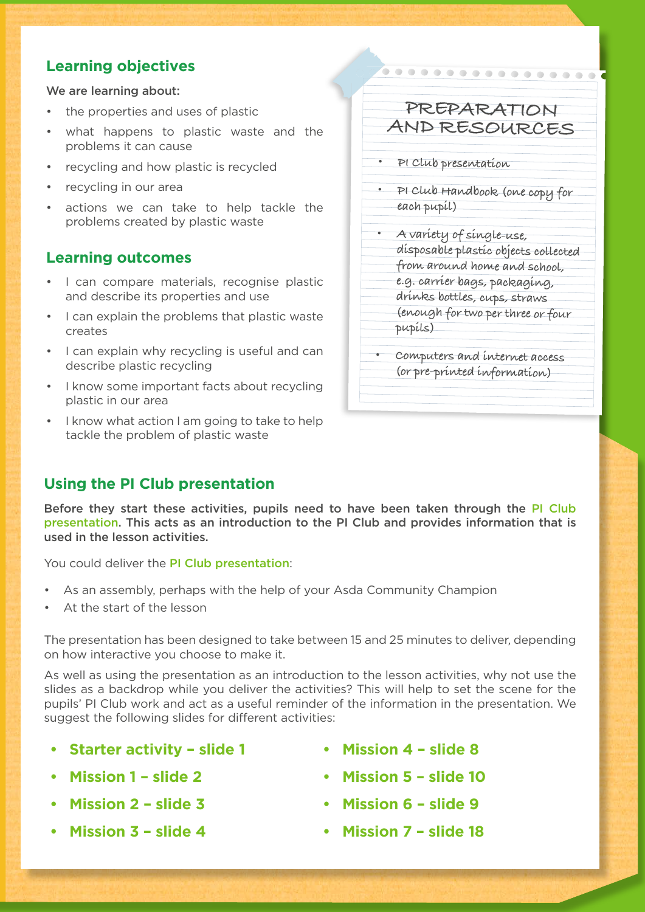## Learning objectives

We are learning about:

- the properties and uses of plastic
- what happens to plastic waste and the problems it can cause
- recycling and how plastic is recycled
- recycling in our area
- actions we can take to help tackle the problems created by plastic waste

## Learning outcomes

- I can compare materials, recognise plastic and describe its properties and use
- I can explain the problems that plastic waste creates
- I can explain why recycling is useful and can describe plastic recycling
- I know some important facts about recycling plastic in our area
- I know what action I am going to take to help tackle the problem of plastic waste

## PREPARATION AND RESOURCES

- PI Club presentation
- PI Club Handbook (one copy for each pupil)
- A variety of single-use, disposable plastic objects collected from around home and school, e.g. carrier bags, packaging, drinks bottles, cups, straws (enough for two per three or four pupils)
- Computers and internet access (or pre-printed information)

## Using the PI Club presentation

**Before they start these activities, pupils need to have been taken through the PI Club presentation. This acts as an introduction to the PI Club and provides information that is used in the lesson activities.**

You could deliver the PI Club presentation:

- As an assembly, perhaps with the help of your Asda Community Champion
- At the start of the lesson

The presentation has been designed to take between 15 and 25 minutes to deliver, depending on how interactive you choose to make it.

As well as using the presentation as an introduction to the lesson activities, why not use the slides as a backdrop while you deliver the activities? This will help to set the scene for the pupils' PI Club work and act as a useful reminder of the information in the presentation. We suggest the following slides for different activities:

- **Starter activity – slide 1**
- **Mission 1 – slide 2**
- **Mission 2 – slide 3**
- **Mission 3 – slide 4**
- **Mission 4 – slide 8**
- **Mission 5 – slide 10**
- **Mission 6 – slide 9**
- **Mission 7 – slide 18**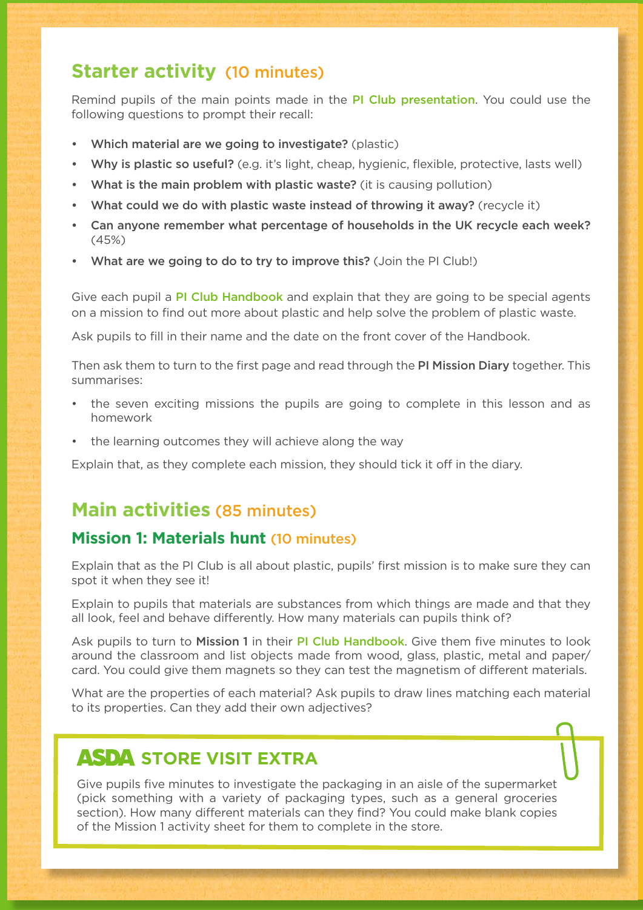## Starter activity (10 minutes)

Remind pupils of the main points made in the PI Club presentation. You could use the following questions to prompt their recall:

- **Which material are we going to investigate?** (plastic)
- **Why is plastic so useful?** (e.g. it's light, cheap, hygienic, flexible, protective, lasts well)
- **What is the main problem with plastic waste?** (it is causing pollution)
- **What could we do with plastic waste instead of throwing it away?** (recycle it)
- **Can anyone remember what percentage of households in the UK recycle each week?** (45%)
- **What are we going to do to try to improve this?** (Join the PI Club!)

Give each pupil a PI Club Handbook and explain that they are going to be special agents on a mission to find out more about plastic and help solve the problem of plastic waste.

Ask pupils to fill in their name and the date on the front cover of the Handbook.

Then ask them to turn to the first page and read through the **PI Mission Diary** together. This summarises:

- the seven exciting missions the pupils are going to complete in this lesson and as homework
- the learning outcomes they will achieve along the way

Explain that, as they complete each mission, they should tick it off in the diary.

## Main activities (85 minutes)

### Mission 1: Materials hunt (10 minutes)

Explain that as the PI Club is all about plastic, pupils' first mission is to make sure they can spot it when they see it!

Explain to pupils that materials are substances from which things are made and that they all look, feel and behave differently. How many materials can pupils think of?

Ask pupils to turn to **Mission 1** in their PI Club Handbook. Give them five minutes to look around the classroom and list objects made from wood, glass, plastic, metal and paper/card. You could give them magnets so they can test the magnetism of different materials.

What are the properties of each material? Ask pupils to draw lines matching each material to its properties. Can they add their own adjectives?

### ASDA STORE VISIT EXTRA

Give pupils five minutes to investigate the packaging in an aisle of the supermarket (pick something with a variety of packaging types, such as a general groceries section). How many different materials can they find? You could make blank copies of the Mission 1 activity sheet for them to complete in the store.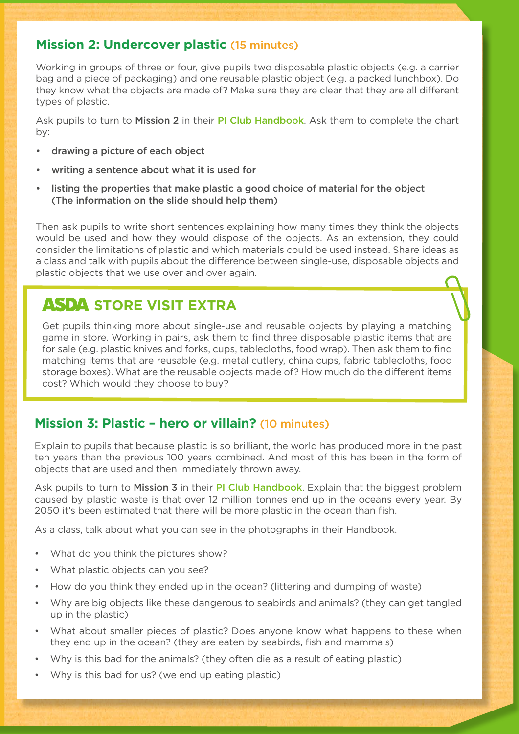## Mission 2: Undercover plastic (15 minutes)

Working in groups of three or four, give pupils two disposable plastic objects (e.g. a carrier bag and a piece of packaging) and one reusable plastic object (e.g. a packed lunchbox). Do they know what the objects are made of? Make sure they are clear that they are all different types of plastic.

Ask pupils to turn to **Mission 2** in their **PI Club Handbook**. Ask them to complete the chart by:

- **drawing a picture of each object**
- **writing a sentence about what it is used for**
- **listing the properties that make plastic a good choice of material for the object (The information on the slide should help them)**

Then ask pupils to write short sentences explaining how many times they think the objects would be used and how they would dispose of the objects. As an extension, they could consider the limitations of plastic and which materials could be used instead. Share ideas as a class and talk with pupils about the difference between single-use, disposable objects and plastic objects that we use over and over again.

### ASDA STORE VISIT EXTRA

Get pupils thinking more about single-use and reusable objects by playing a matching game in store. Working in pairs, ask them to find three disposable plastic items that are for sale (e.g. plastic knives and forks, cups, tablecloths, food wrap). Then ask them to find matching items that are reusable (e.g. metal cutlery, china cups, fabric tablecloths, food storage boxes). What are the reusable objects made of? How much do the different items cost? Which would they choose to buy?

## Mission 3: Plastic – hero or villain? (10 minutes)

Explain to pupils that because plastic is so brilliant, the world has produced more in the past ten years than the previous 100 years combined. And most of this has been in the form of objects that are used and then immediately thrown away.

Ask pupils to turn to **Mission 3** in their **PI Club Handbook**. Explain that the biggest problem caused by plastic waste is that over 12 million tonnes end up in the oceans every year. By 2050 it's been estimated that there will be more plastic in the ocean than fish.

As a class, talk about what you can see in the photographs in their Handbook.

- What do you think the pictures show?
- What plastic objects can you see?
- How do you think they ended up in the ocean? (littering and dumping of waste)
- Why are big objects like these dangerous to seabirds and animals? (they can get tangled up in the plastic)
- What about smaller pieces of plastic? Does anyone know what happens to these when they end up in the ocean? (they are eaten by seabirds, fish and mammals)
- Why is this bad for the animals? (they often die as a result of eating plastic)
- Why is this bad for us? (we end up eating plastic)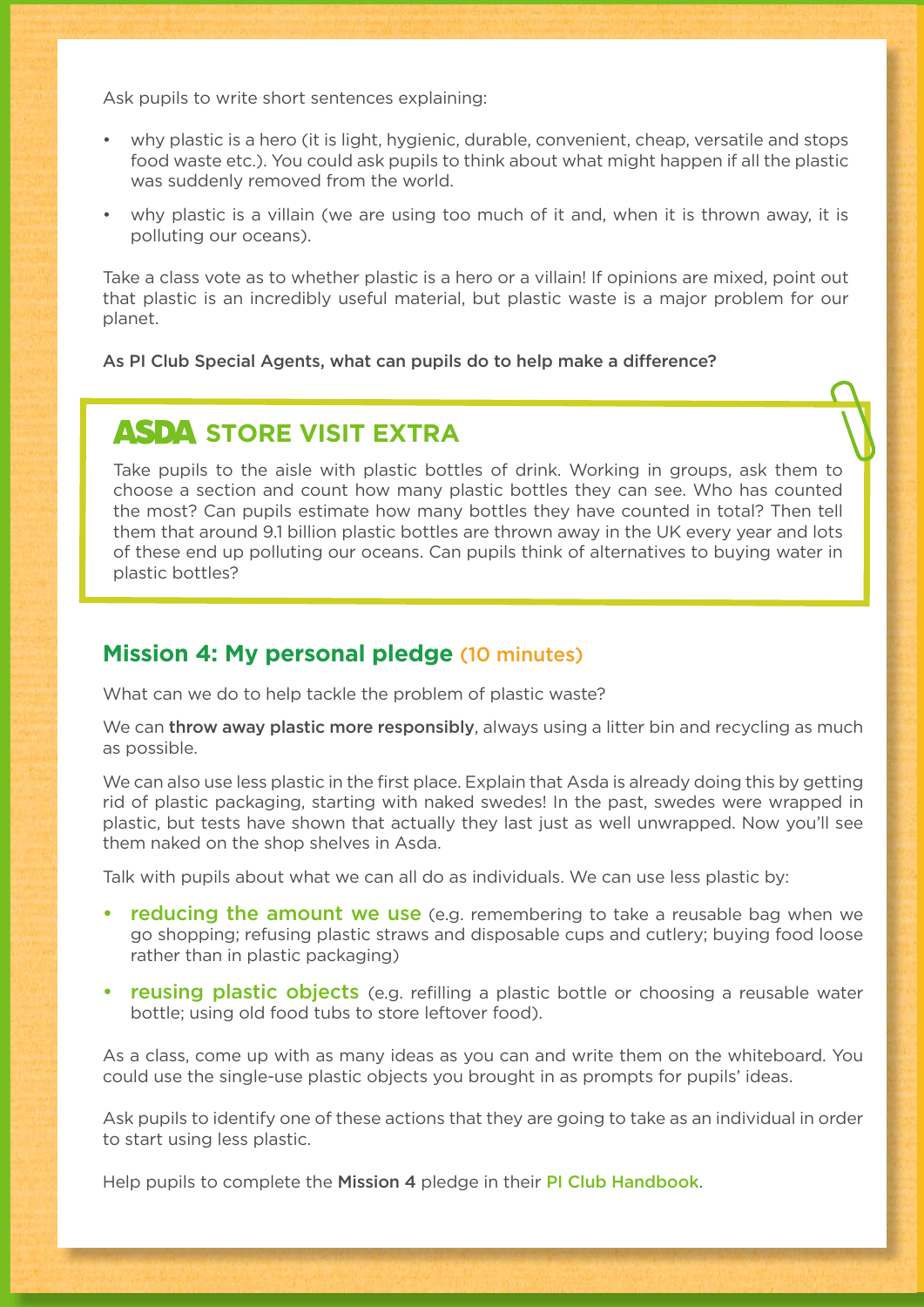Ask pupils to write short sentences explaining:

- why plastic is a hero (it is light, hygienic, durable, convenient, cheap, versatile and stops food waste etc.). You could ask pupils to think about what might happen if all the plastic was suddenly removed from the world.
- why plastic is a villain (we are using too much of it and, when it is thrown away, it is polluting our oceans).

Take a class vote as to whether plastic is a hero or a villain! If opinions are mixed, point out that plastic is an incredibly useful material, but plastic waste is a major problem for our planet.

**As PI Club Special Agents, what can pupils do to help make a difference?**

## ASDA STORE VISIT EXTRA

Take pupils to the aisle with plastic bottles of drink. Working in groups, ask them to choose a section and count how many plastic bottles they can see. Who has counted the most? Can pupils estimate how many bottles they have counted in total? Then tell them that around 9.1 billion plastic bottles are thrown away in the UK every year and lots of these end up polluting our oceans. Can pupils think of alternatives to buying water in plastic bottles?

## Mission 4: My personal pledge (10 minutes)

What can we do to help tackle the problem of plastic waste?

We can **throw away plastic more responsibly**, always using a litter bin and recycling as much as possible.

We can also use less plastic in the first place. Explain that Asda is already doing this by getting rid of plastic packaging, starting with naked swedes! In the past, swedes were wrapped in plastic, but tests have shown that actually they last just as well unwrapped. Now you'll see them naked on the shop shelves in Asda.

Talk with pupils about what we can all do as individuals. We can use less plastic by:

- **reducing the amount we use** (e.g. remembering to take a reusable bag when we go shopping; refusing plastic straws and disposable cups and cutlery; buying food loose rather than in plastic packaging)
- **reusing plastic objects** (e.g. refilling a plastic bottle or choosing a reusable water bottle; using old food tubs to store leftover food).

As a class, come up with as many ideas as you can and write them on the whiteboard. You could use the single-use plastic objects you brought in as prompts for pupils' ideas.

Ask pupils to identify one of these actions that they are going to take as an individual in order to start using less plastic.

Help pupils to complete the **Mission 4** pledge in their **PI Club Handbook**.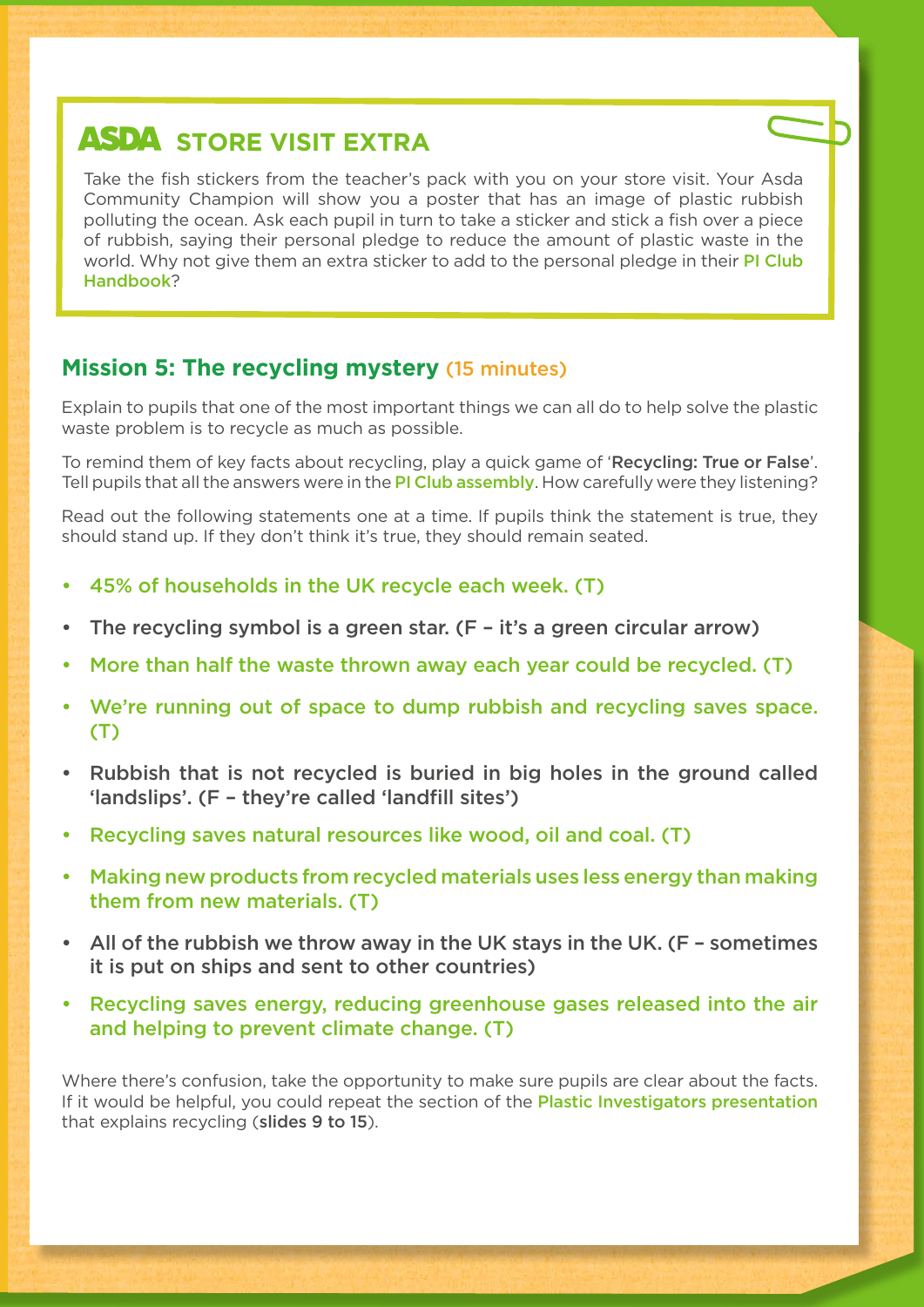## ASDA STORE VISIT EXTRA

Take the fish stickers from the teacher's pack with you on your store visit. Your Asda Community Champion will show you a poster that has an image of plastic rubbish polluting the ocean. Ask each pupil in turn to take a sticker and stick a fish over a piece of rubbish, saying their personal pledge to reduce the amount of plastic waste in the world. Why not give them an extra sticker to add to the personal pledge in their **PI Club Handbook**?

## Mission 5: The recycling mystery (15 minutes)

Explain to pupils that one of the most important things we can all do to help solve the plastic waste problem is to recycle as much as possible.

To remind them of key facts about recycling, play a quick game of '**Recycling: True or False**'. Tell pupils that all the answers were in the **PI Club assembly**. How carefully were they listening?

Read out the following statements one at a time. If pupils think the statement is true, they should stand up. If they don't think it's true, they should remain seated.

- **45% of households in the UK recycle each week. (T)**
- **The recycling symbol is a green star. (F – it's a green circular arrow)**
- **More than half the waste thrown away each year could be recycled. (T)**
- **We're running out of space to dump rubbish and recycling saves space. (T)**
- **Rubbish that is not recycled is buried in big holes in the ground called 'landslips'. (F – they're called 'landfill sites')**
- **Recycling saves natural resources like wood, oil and coal. (T)**
- **Making new products from recycled materials uses less energy than making them from new materials. (T)**
- **All of the rubbish we throw away in the UK stays in the UK. (F – sometimes it is put on ships and sent to other countries)**
- **Recycling saves energy, reducing greenhouse gases released into the air and helping to prevent climate change. (T)**

Where there's confusion, take the opportunity to make sure pupils are clear about the facts. If it would be helpful, you could repeat the section of the **Plastic Investigators presentation** that explains recycling (**slides 9 to 15**).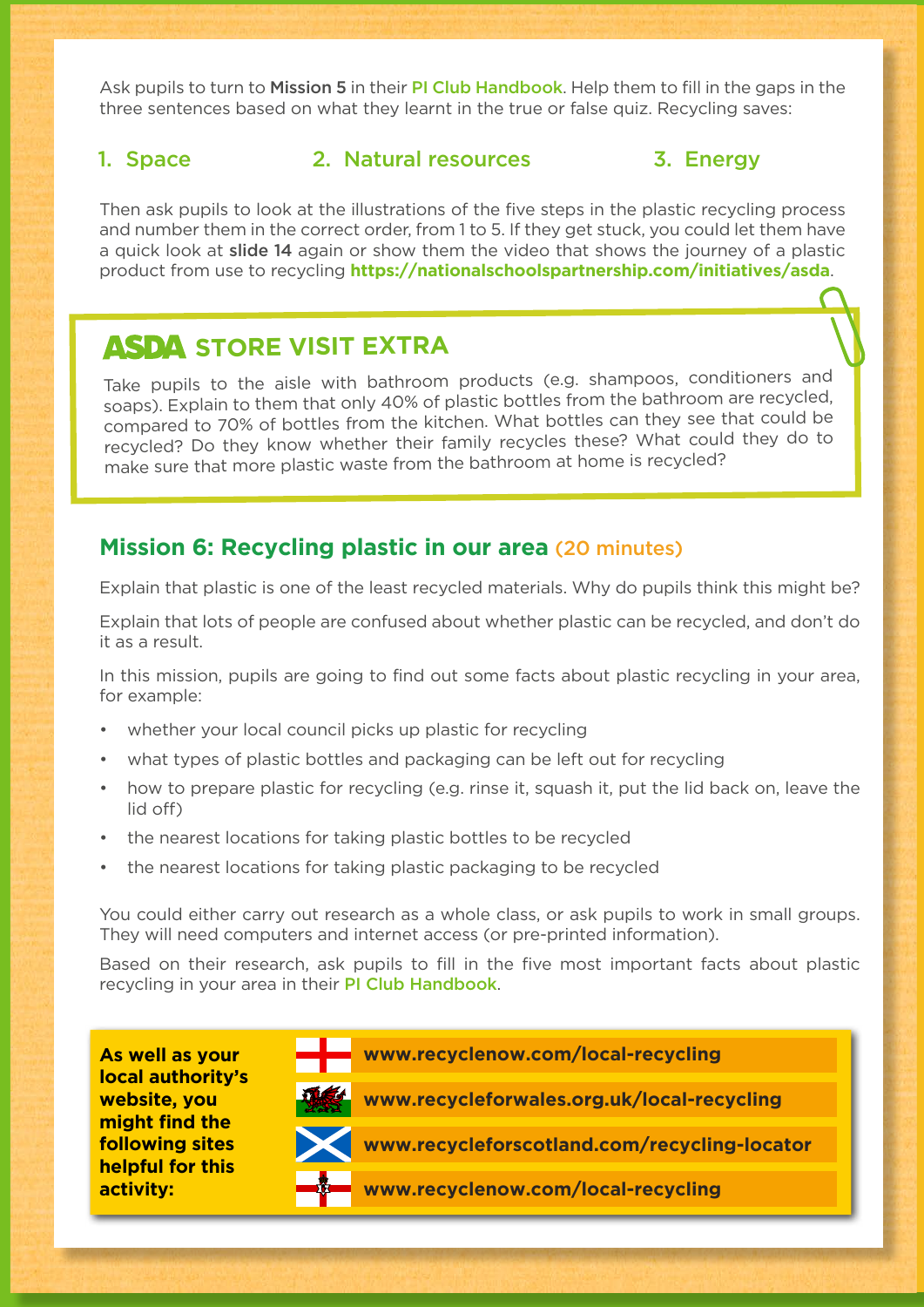Ask pupils to turn to **Mission 5** in their PI Club Handbook. Help them to fill in the gaps in the three sentences based on what they learnt in the true or false quiz. Recycling saves:

1. Space
2. Natural resources
3. Energy

Then ask pupils to look at the illustrations of the five steps in the plastic recycling process and number them in the correct order, from 1 to 5. If they get stuck, you could let them have a quick look at **slide 14** again or show them the video that shows the journey of a plastic product from use to recycling **https://nationalschoolspartnership.com/initiatives/asda**.

## ASDA STORE VISIT EXTRA

Take pupils to the aisle with bathroom products (e.g. shampoos, conditioners and soaps). Explain to them that only 40% of plastic bottles from the bathroom are recycled, compared to 70% of bottles from the kitchen. What bottles can they see that could be recycled? Do they know whether their family recycles these? What could they do to make sure that more plastic waste from the bathroom at home is recycled?

## Mission 6: Recycling plastic in our area (20 minutes)

Explain that plastic is one of the least recycled materials. Why do pupils think this might be?

Explain that lots of people are confused about whether plastic can be recycled, and don't do it as a result.

In this mission, pupils are going to find out some facts about plastic recycling in your area, for example:

- whether your local council picks up plastic for recycling
- what types of plastic bottles and packaging can be left out for recycling
- how to prepare plastic for recycling (e.g. rinse it, squash it, put the lid back on, leave the lid off)
- the nearest locations for taking plastic bottles to be recycled
- the nearest locations for taking plastic packaging to be recycled

You could either carry out research as a whole class, or ask pupils to work in small groups. They will need computers and internet access (or pre-printed information).

Based on their research, ask pupils to fill in the five most important facts about plastic recycling in your area in their PI Club Handbook.

**As well as your local authority's website, you might find the following sites helpful for this activity:**

- **www.recyclenow.com/local-recycling**
- **www.recycleforwales.org.uk/local-recycling**
- **www.recycleforscotland.com/recycling-locator**
- **www.recyclenow.com/local-recycling**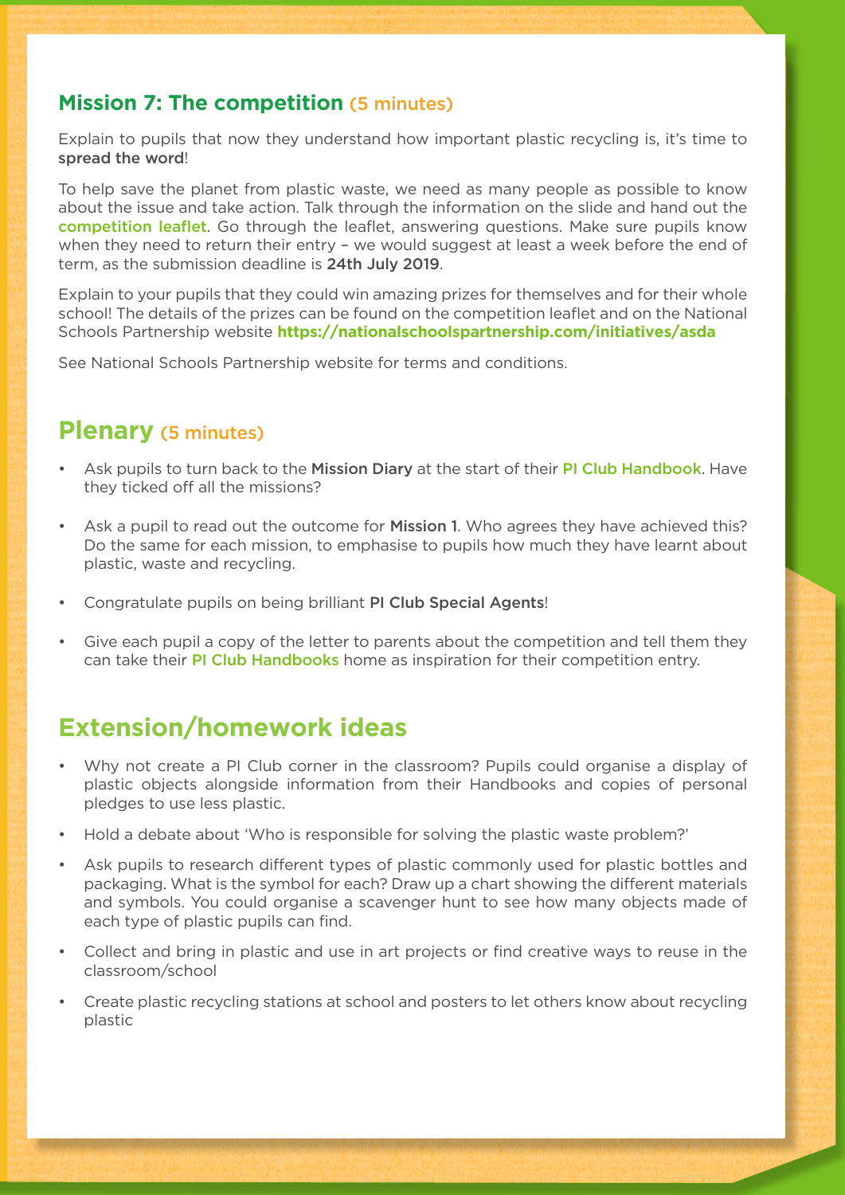## Mission 7: The competition (5 minutes)

Explain to pupils that now they understand how important plastic recycling is, it's time to **spread the word**!

To help save the planet from plastic waste, we need as many people as possible to know about the issue and take action. Talk through the information on the slide and hand out the **competition leaflet**. Go through the leaflet, answering questions. Make sure pupils know when they need to return their entry – we would suggest at least a week before the end of term, as the submission deadline is **24th July 2019**.

Explain to your pupils that they could win amazing prizes for themselves and for their whole school! The details of the prizes can be found on the competition leaflet and on the National Schools Partnership website **https://nationalschoolspartnership.com/initiatives/asda**

See National Schools Partnership website for terms and conditions.

## Plenary (5 minutes)

- Ask pupils to turn back to the **Mission Diary** at the start of their **PI Club Handbook**. Have they ticked off all the missions?
- Ask a pupil to read out the outcome for **Mission 1**. Who agrees they have achieved this? Do the same for each mission, to emphasise to pupils how much they have learnt about plastic, waste and recycling.
- Congratulate pupils on being brilliant **PI Club Special Agents**!
- Give each pupil a copy of the letter to parents about the competition and tell them they can take their **PI Club Handbooks** home as inspiration for their competition entry.

## Extension/homework ideas

- Why not create a PI Club corner in the classroom? Pupils could organise a display of plastic objects alongside information from their Handbooks and copies of personal pledges to use less plastic.
- Hold a debate about 'Who is responsible for solving the plastic waste problem?'
- Ask pupils to research different types of plastic commonly used for plastic bottles and packaging. What is the symbol for each? Draw up a chart showing the different materials and symbols. You could organise a scavenger hunt to see how many objects made of each type of plastic pupils can find.
- Collect and bring in plastic and use in art projects or find creative ways to reuse in the classroom/school
- Create plastic recycling stations at school and posters to let others know about recycling plastic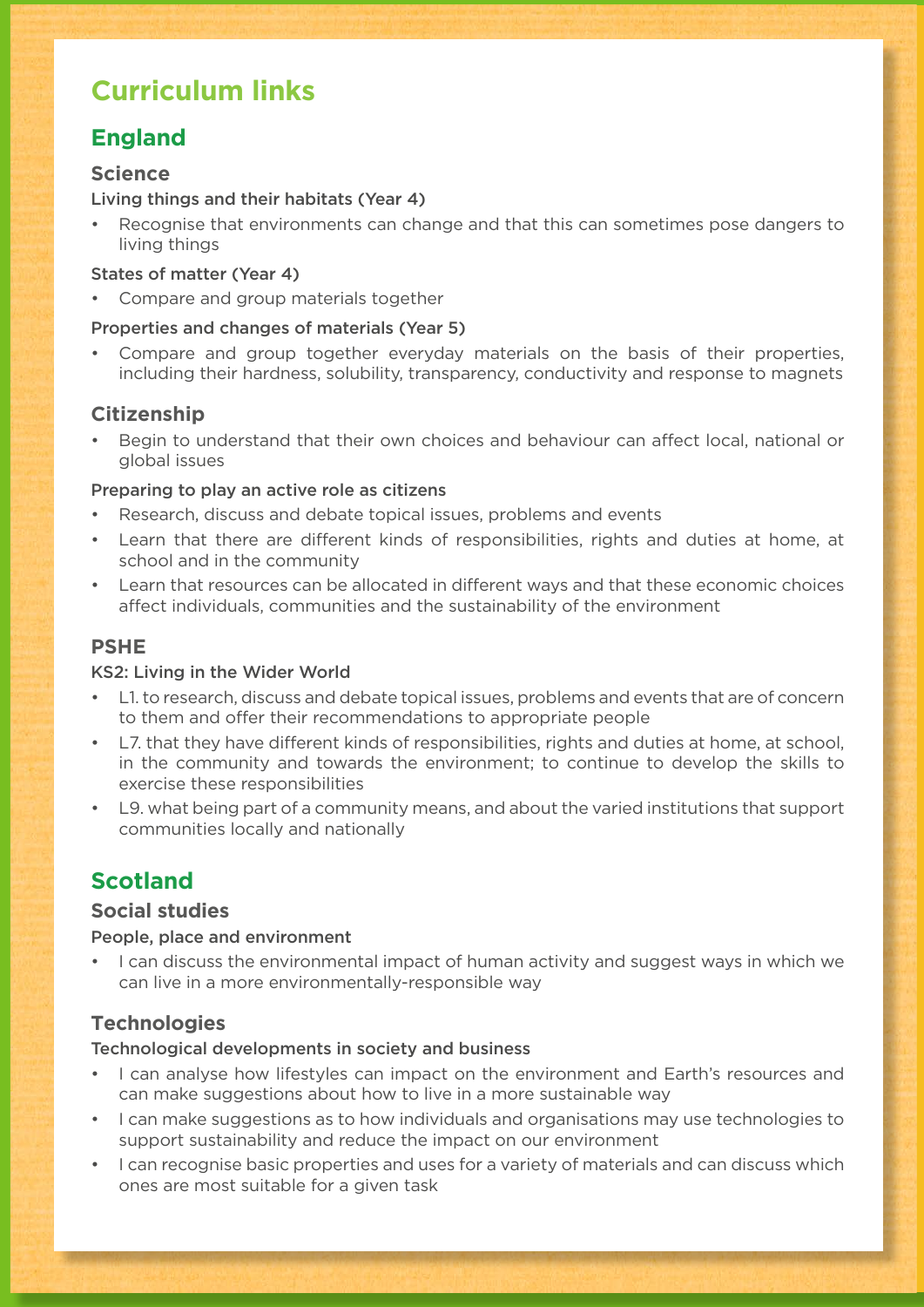# Curriculum links

## England

### Science

#### Living things and their habitats (Year 4)

- Recognise that environments can change and that this can sometimes pose dangers to living things

#### States of matter (Year 4)

- Compare and group materials together

#### Properties and changes of materials (Year 5)

- Compare and group together everyday materials on the basis of their properties, including their hardness, solubility, transparency, conductivity and response to magnets

### Citizenship

- Begin to understand that their own choices and behaviour can affect local, national or global issues

#### Preparing to play an active role as citizens

- Research, discuss and debate topical issues, problems and events
- Learn that there are different kinds of responsibilities, rights and duties at home, at school and in the community
- Learn that resources can be allocated in different ways and that these economic choices affect individuals, communities and the sustainability of the environment

### PSHE

#### KS2: Living in the Wider World

- L1. to research, discuss and debate topical issues, problems and events that are of concern to them and offer their recommendations to appropriate people
- L7. that they have different kinds of responsibilities, rights and duties at home, at school, in the community and towards the environment; to continue to develop the skills to exercise these responsibilities
- L9. what being part of a community means, and about the varied institutions that support communities locally and nationally

## Scotland

### Social studies

#### People, place and environment

- I can discuss the environmental impact of human activity and suggest ways in which we can live in a more environmentally-responsible way

### Technologies

#### Technological developments in society and business

- I can analyse how lifestyles can impact on the environment and Earth's resources and can make suggestions about how to live in a more sustainable way
- I can make suggestions as to how individuals and organisations may use technologies to support sustainability and reduce the impact on our environment
- I can recognise basic properties and uses for a variety of materials and can discuss which ones are most suitable for a given task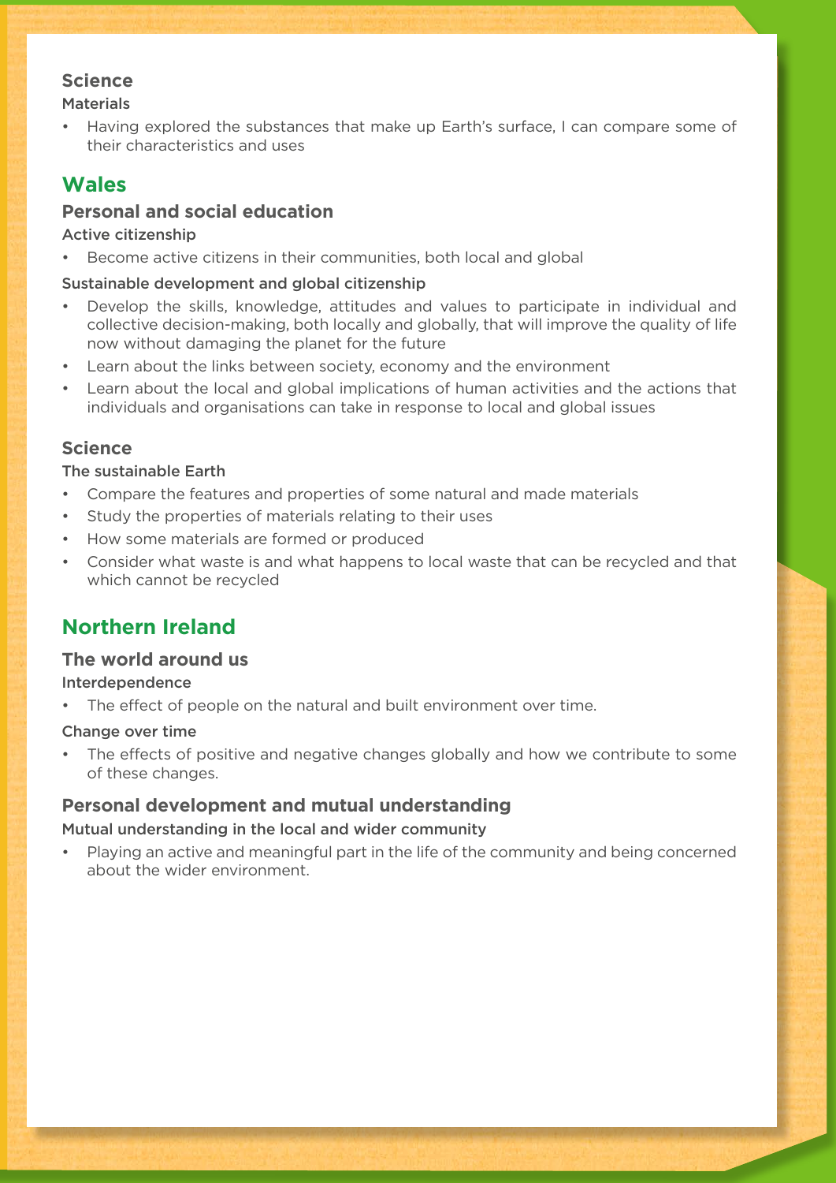### Science

#### Materials

- Having explored the substances that make up Earth's surface, I can compare some of their characteristics and uses

## Wales

### Personal and social education

#### Active citizenship

- Become active citizens in their communities, both local and global

#### Sustainable development and global citizenship

- Develop the skills, knowledge, attitudes and values to participate in individual and collective decision-making, both locally and globally, that will improve the quality of life now without damaging the planet for the future
- Learn about the links between society, economy and the environment
- Learn about the local and global implications of human activities and the actions that individuals and organisations can take in response to local and global issues

### Science

#### The sustainable Earth

- Compare the features and properties of some natural and made materials
- Study the properties of materials relating to their uses
- How some materials are formed or produced
- Consider what waste is and what happens to local waste that can be recycled and that which cannot be recycled

## Northern Ireland

### The world around us

#### Interdependence

- The effect of people on the natural and built environment over time.

#### Change over time

- The effects of positive and negative changes globally and how we contribute to some of these changes.

### Personal development and mutual understanding

#### Mutual understanding in the local and wider community

- Playing an active and meaningful part in the life of the community and being concerned about the wider environment.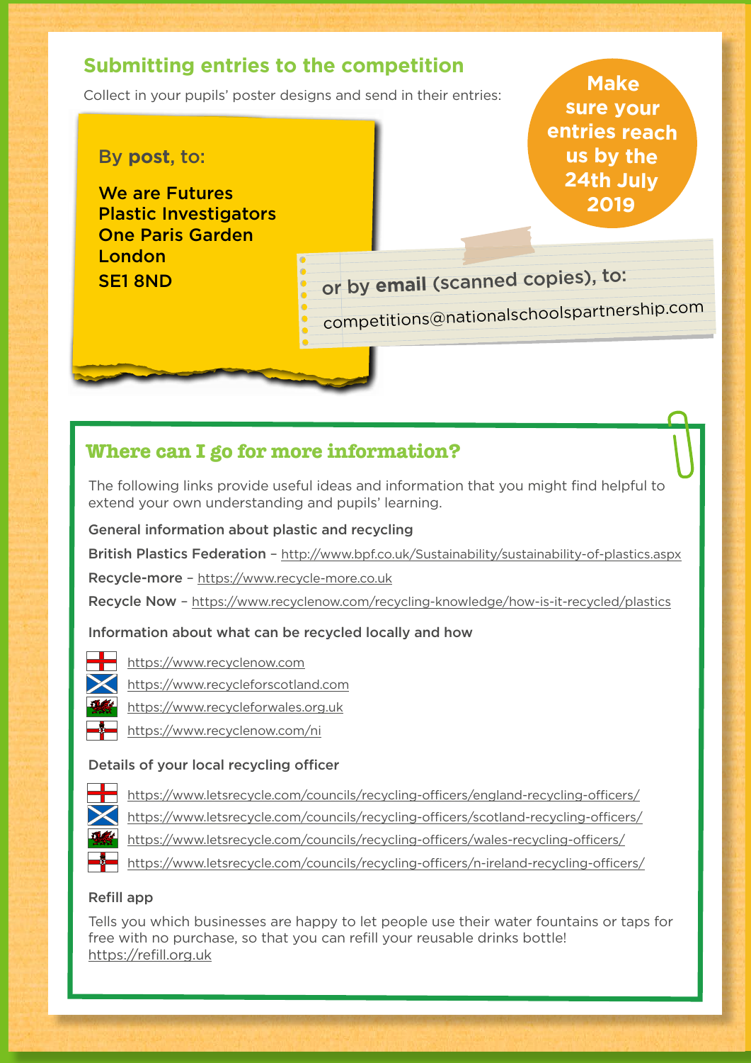## Submitting entries to the competition

Collect in your pupils' poster designs and send in their entries:

**Make sure your entries reach us by the 24th July 2019**

By **post**, to:

We are Futures
Plastic Investigators
One Paris Garden
London
SE1 8ND

or by **email** (scanned copies), to:

competitions@nationalschoolspartnership.com

## Where can I go for more information?

The following links provide useful ideas and information that you might find helpful to extend your own understanding and pupils' learning.

**General information about plastic and recycling**

**British Plastics Federation** – http://www.bpf.co.uk/Sustainability/sustainability-of-plastics.aspx

**Recycle-more** – https://www.recycle-more.co.uk

**Recycle Now** – https://www.recyclenow.com/recycling-knowledge/how-is-it-recycled/plastics

**Information about what can be recycled locally and how**

- https://www.recyclenow.com
- https://www.recycleforscotland.com
- https://www.recycleforwales.org.uk
- https://www.recyclenow.com/ni

**Details of your local recycling officer**

- https://www.letsrecycle.com/councils/recycling-officers/england-recycling-officers/
- https://www.letsrecycle.com/councils/recycling-officers/scotland-recycling-officers/
- https://www.letsrecycle.com/councils/recycling-officers/wales-recycling-officers/
- https://www.letsrecycle.com/councils/recycling-officers/n-ireland-recycling-officers/

**Refill app**

Tells you which businesses are happy to let people use their water fountains or taps for free with no purchase, so that you can refill your reusable drinks bottle!
https://refill.org.uk